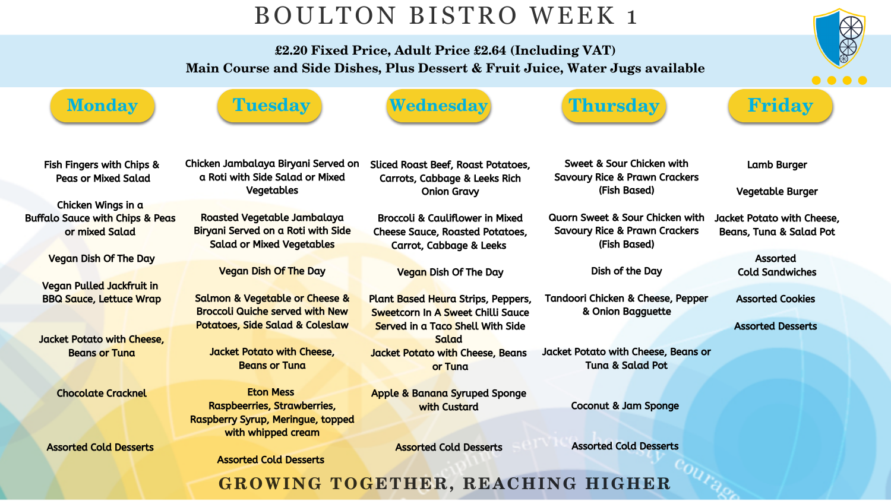# BOULTON BISTRO WEEK 1

**£2.20 Fixed Price, Adult Price £2.64 (Including VAT)**
**Main Course and Side Dishes, Plus Dessert & Fruit Juice, Water Jugs available**

| Monday | Tuesday | Wednesday | Thursday | Friday |
| --- | --- | --- | --- | --- |
| Fish Fingers with Chips & Peas or Mixed Salad | Chicken Jambalaya Biryani Served on a Roti with Side Salad or Mixed Vegetables | Sliced Roast Beef, Roast Potatoes, Carrots, Cabbage & Leeks Rich Onion Gravy | Sweet & Sour Chicken with Savoury Rice & Prawn Crackers (Fish Based) | Lamb Burger |
| Chicken Wings in a Buffalo Sauce with Chips & Peas or mixed Salad | Roasted Vegetable Jambalaya Biryani Served on a Roti with Side Salad or Mixed Vegetables | Broccoli & Cauliflower in Mixed Cheese Sauce, Roasted Potatoes, Carrot, Cabbage & Leeks | Quorn Sweet & Sour Chicken with Savoury Rice & Prawn Crackers (Fish Based) | Vegetable Burger |
| Vegan Dish Of The Day | Vegan Dish Of The Day | Vegan Dish Of The Day | Dish of the Day | Jacket Potato with Cheese, Beans, Tuna & Salad Pot |
| Vegan Pulled Jackfruit in BBQ Sauce, Lettuce Wrap | Salmon & Vegetable or Cheese & Broccoli Quiche served with New Potatoes, Side Salad & Coleslaw | Plant Based Heura Strips, Peppers, Sweetcorn In A Sweet Chilli Sauce Served in a Taco Shell With Side Salad | Tandoori Chicken & Cheese, Pepper & Onion Bagguette | Assorted Cold Sandwiches |
| Jacket Potato with Cheese, Beans or Tuna | Jacket Potato with Cheese, Beans or Tuna | Jacket Potato with Cheese, Beans or Tuna | Jacket Potato with Cheese, Beans or Tuna & Salad Pot | Assorted Cookies |
| Chocolate Cracknel | Eton Mess Raspbeerries, Strawberries, Raspberry Syrup, Meringue, topped with whipped cream | Apple & Banana Syruped Sponge with Custard | Coconut & Jam Sponge | Assorted Desserts |
| Assorted Cold Desserts | Assorted Cold Desserts | Assorted Cold Desserts | Assorted Cold Desserts | |

**GROWING TOGETHER, REACHING HIGHER**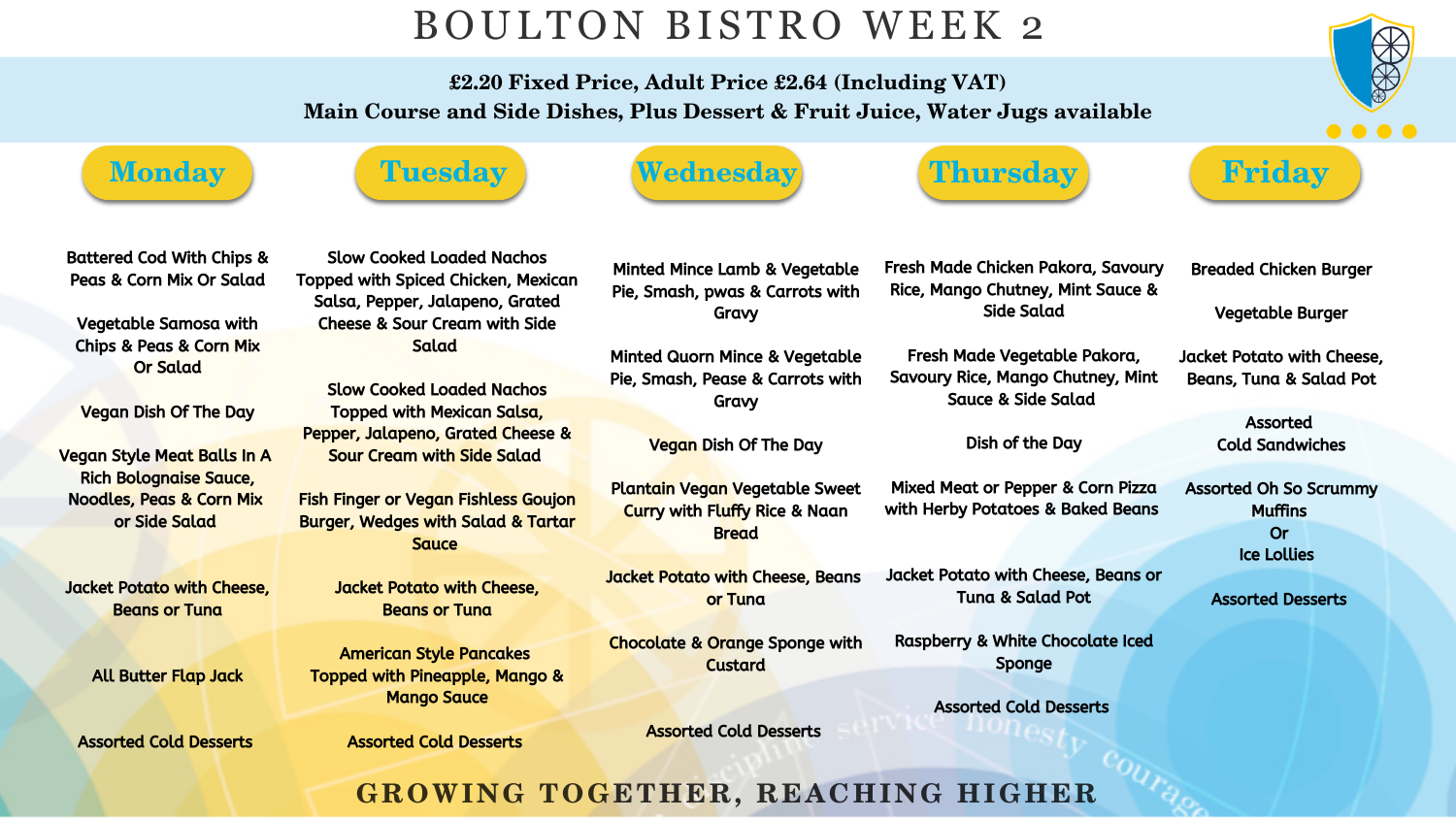# BOULTON BISTRO WEEK 2

**£2.20 Fixed Price, Adult Price £2.64 (Including VAT)**
**Main Course and Side Dishes, Plus Dessert & Fruit Juice, Water Jugs available**

## Monday

Battered Cod With Chips & Peas & Corn Mix Or Salad

Vegetable Samosa with Chips & Peas & Corn Mix Or Salad

Vegan Dish Of The Day

Vegan Style Meat Balls In A Rich Bolognaise Sauce, Noodles, Peas & Corn Mix or Side Salad

Jacket Potato with Cheese, Beans or Tuna

All Butter Flap Jack

Assorted Cold Desserts

## Tuesday

Slow Cooked Loaded Nachos Topped with Spiced Chicken, Mexican Salsa, Pepper, Jalapeno, Grated Cheese & Sour Cream with Side Salad

Slow Cooked Loaded Nachos Topped with Mexican Salsa, Pepper, Jalapeno, Grated Cheese & Sour Cream with Side Salad

Fish Finger or Vegan Fishless Goujon Burger, Wedges with Salad & Tartar Sauce

Jacket Potato with Cheese, Beans or Tuna

American Style Pancakes Topped with Pineapple, Mango & Mango Sauce

Assorted Cold Desserts

## Wednesday

Minted Mince Lamb & Vegetable Pie, Smash, pwas & Carrots with Gravy

Minted Quorn Mince & Vegetable Pie, Smash, Pease & Carrots with Gravy

Vegan Dish Of The Day

Plantain Vegan Vegetable Sweet Curry with Fluffy Rice & Naan Bread

Jacket Potato with Cheese, Beans or Tuna

Chocolate & Orange Sponge with Custard

Assorted Cold Desserts

## Thursday

Fresh Made Chicken Pakora, Savoury Rice, Mango Chutney, Mint Sauce & Side Salad

Fresh Made Vegetable Pakora, Savoury Rice, Mango Chutney, Mint Sauce & Side Salad

Dish of the Day

Mixed Meat or Pepper & Corn Pizza with Herby Potatoes & Baked Beans

Jacket Potato with Cheese, Beans or Tuna & Salad Pot

Raspberry & White Chocolate Iced Sponge

Assorted Cold Desserts

## Friday

Breaded Chicken Burger

Vegetable Burger

Jacket Potato with Cheese, Beans, Tuna & Salad Pot

Assorted Cold Sandwiches

Assorted Oh So Scrummy Muffins
Or
Ice Lollies

Assorted Desserts

**GROWING TOGETHER, REACHING HIGHER**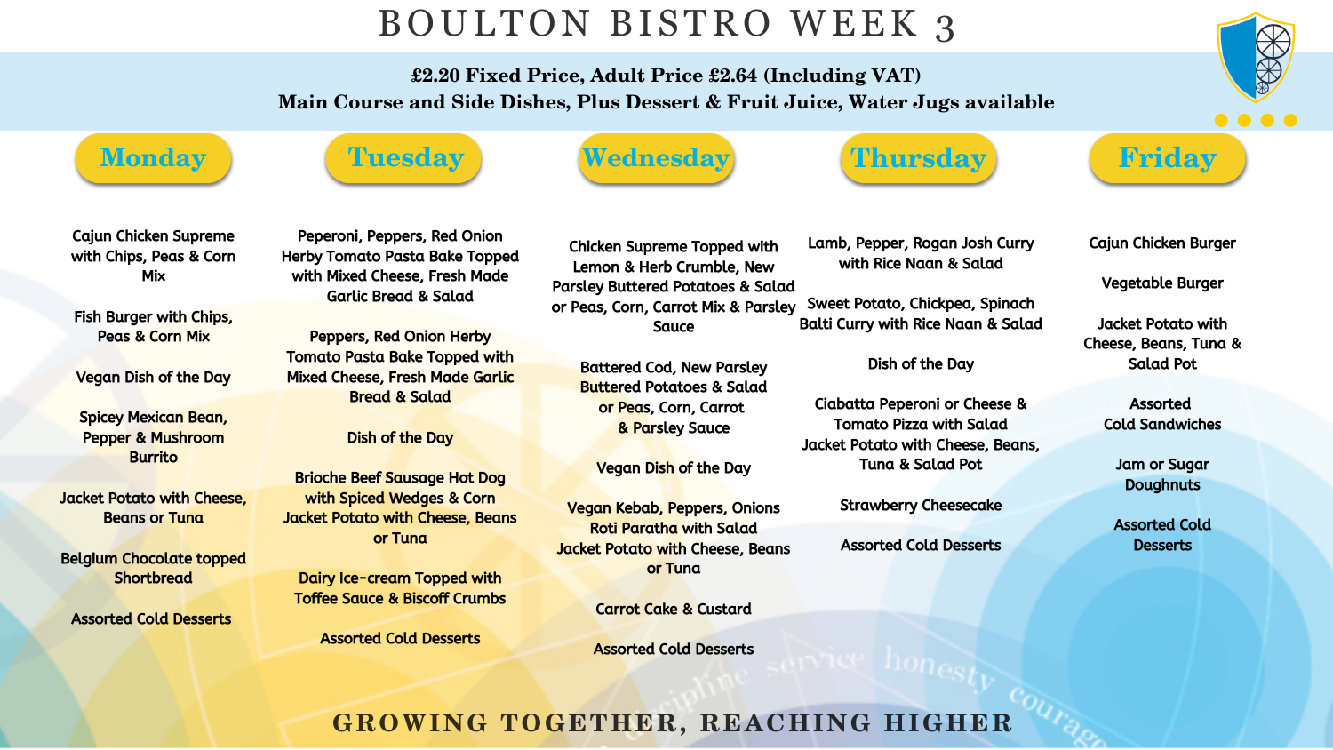# BOULTON BISTRO WEEK 3

**£2.20 Fixed Price, Adult Price £2.64 (Including VAT)**
**Main Course and Side Dishes, Plus Dessert & Fruit Juice, Water Jugs available**

## Monday

Cajun Chicken Supreme with Chips, Peas & Corn Mix

Fish Burger with Chips, Peas & Corn Mix

Vegan Dish of the Day

Spicey Mexican Bean, Pepper & Mushroom Burrito

Jacket Potato with Cheese, Beans or Tuna

Belgium Chocolate topped Shortbread

Assorted Cold Desserts

## Tuesday

Peperoni, Peppers, Red Onion Herby Tomato Pasta Bake Topped with Mixed Cheese, Fresh Made Garlic Bread & Salad

Peppers, Red Onion Herby Tomato Pasta Bake Topped with Mixed Cheese, Fresh Made Garlic Bread & Salad

Dish of the Day

Brioche Beef Sausage Hot Dog with Spiced Wedges & Corn
Jacket Potato with Cheese, Beans or Tuna

Dairy Ice-cream Topped with Toffee Sauce & Biscoff Crumbs

Assorted Cold Desserts

## Wednesday

Chicken Supreme Topped with Lemon & Herb Crumble, New Parsley Buttered Potatoes & Salad or Peas, Corn, Carrot Mix & Parsley Sauce

Battered Cod, New Parsley Buttered Potatoes & Salad or Peas, Corn, Carrot & Parsley Sauce

Vegan Dish of the Day

Vegan Kebab, Peppers, Onions Roti Paratha with Salad
Jacket Potato with Cheese, Beans or Tuna

Carrot Cake & Custard

Assorted Cold Desserts

## Thursday

Lamb, Pepper, Rogan Josh Curry with Rice Naan & Salad

Sweet Potato, Chickpea, Spinach Balti Curry with Rice Naan & Salad

Dish of the Day

Ciabatta Peperoni or Cheese & Tomato Pizza with Salad
Jacket Potato with Cheese, Beans, Tuna & Salad Pot

Strawberry Cheesecake

Assorted Cold Desserts

## Friday

Cajun Chicken Burger

Vegetable Burger

Jacket Potato with Cheese, Beans, Tuna & Salad Pot

Assorted Cold Sandwiches

Jam or Sugar Doughnuts

Assorted Cold Desserts

**GROWING TOGETHER, REACHING HIGHER**